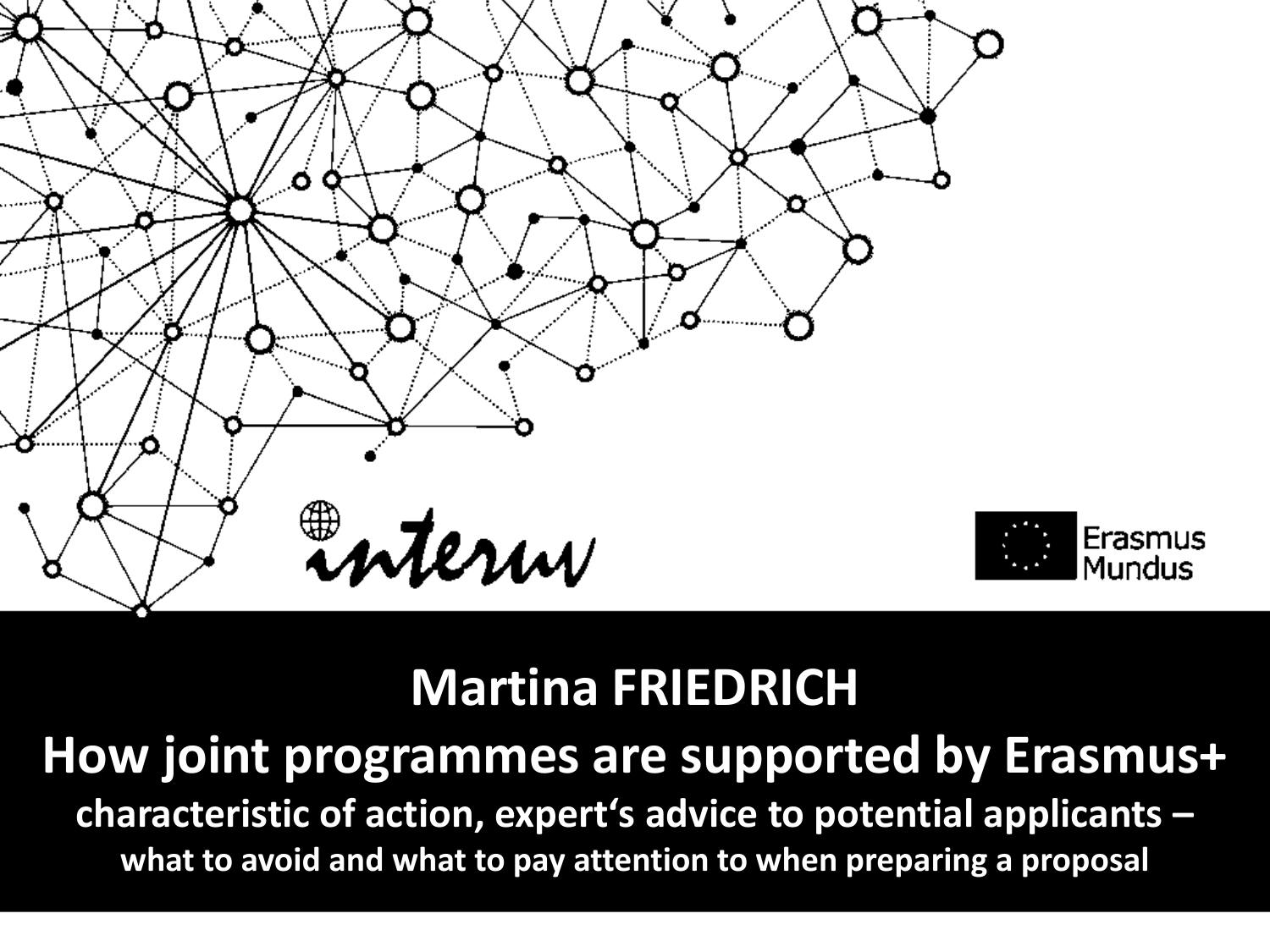interuv

Erasmus Mundus

# Martina FRIEDRICH

## How joint programmes are supported by Erasmus+

### characteristic of action, expert's advice to potential applicants – what to avoid and what to pay attention to when preparing a proposal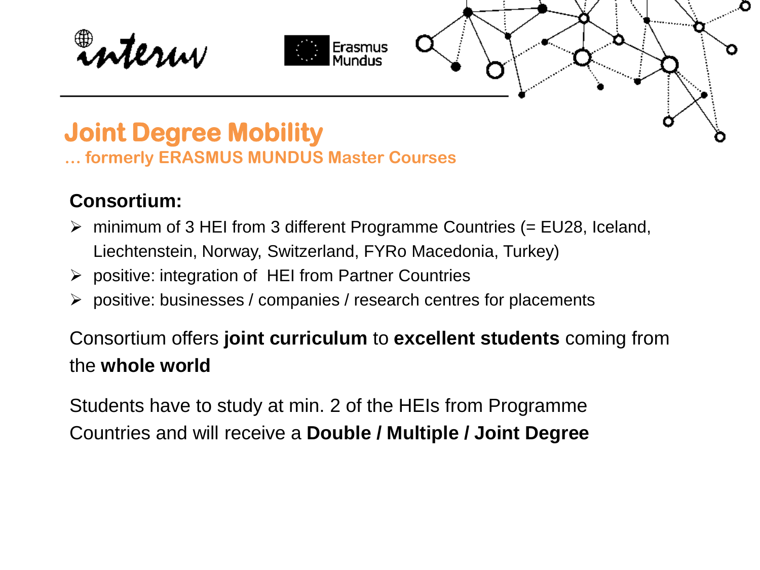# Joint Degree Mobility

## … formerly ERASMUS MUNDUS Master Courses

**Consortium:**

- minimum of 3 HEI from 3 different Programme Countries (= EU28, Iceland, Liechtenstein, Norway, Switzerland, FYRo Macedonia, Turkey)
- positive: integration of HEI from Partner Countries
- positive: businesses / companies / research centres for placements

Consortium offers **joint curriculum** to **excellent students** coming from the **whole world**

Students have to study at min. 2 of the HEIs from Programme Countries and will receive a **Double / Multiple / Joint Degree**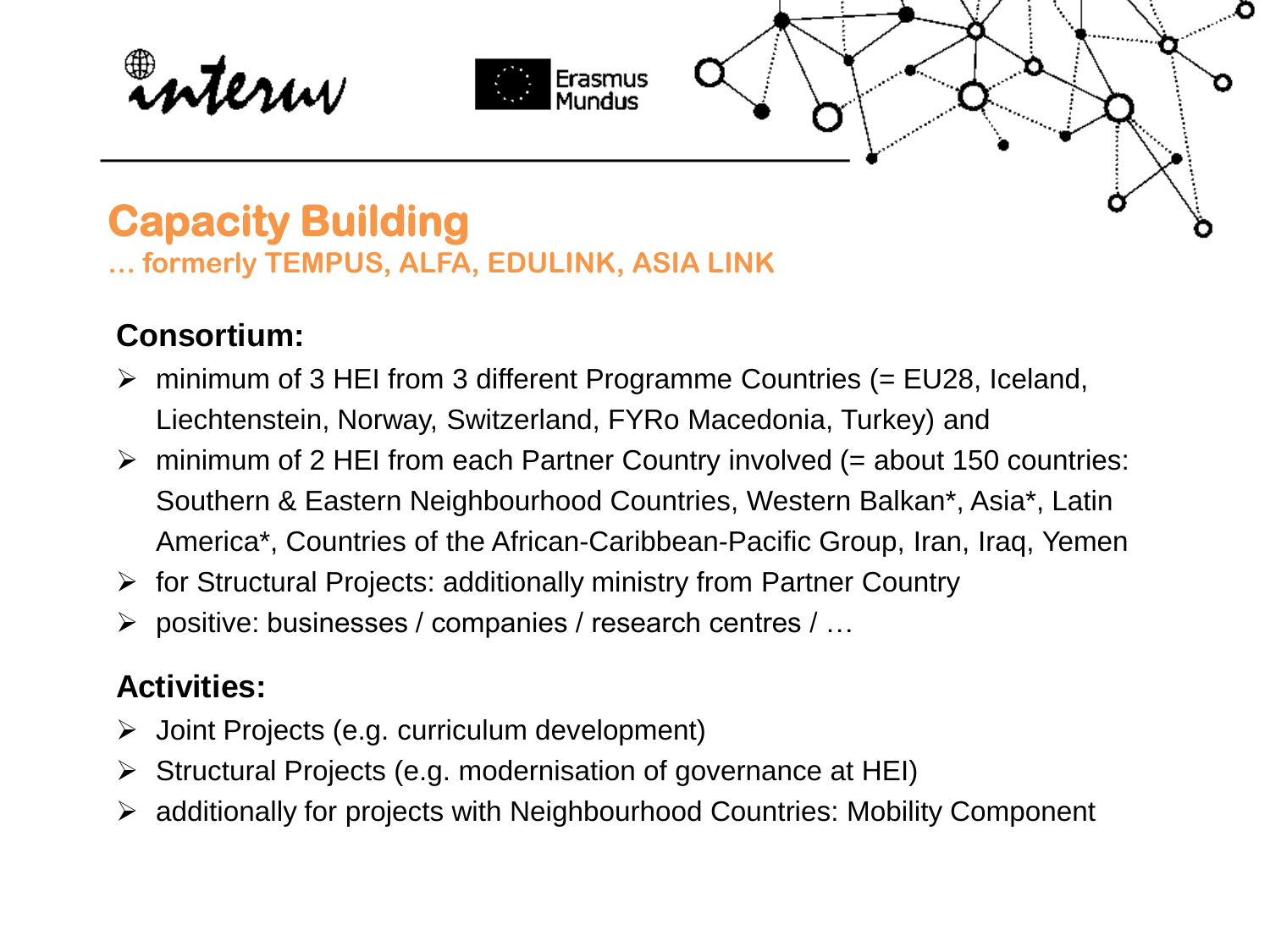# Capacity Building

**… formerly TEMPUS, ALFA, EDULINK, ASIA LINK**

**Consortium:**

- minimum of 3 HEI from 3 different Programme Countries (= EU28, Iceland, Liechtenstein, Norway, Switzerland, FYRo Macedonia, Turkey) and
- minimum of 2 HEI from each Partner Country involved (= about 150 countries: Southern & Eastern Neighbourhood Countries, Western Balkan*, Asia*, Latin America*, Countries of the African-Caribbean-Pacific Group, Iran, Iraq, Yemen
- for Structural Projects: additionally ministry from Partner Country
- positive: businesses / companies / research centres / …

**Activities:**

- Joint Projects (e.g. curriculum development)
- Structural Projects (e.g. modernisation of governance at HEI)
- additionally for projects with Neighbourhood Countries: Mobility Component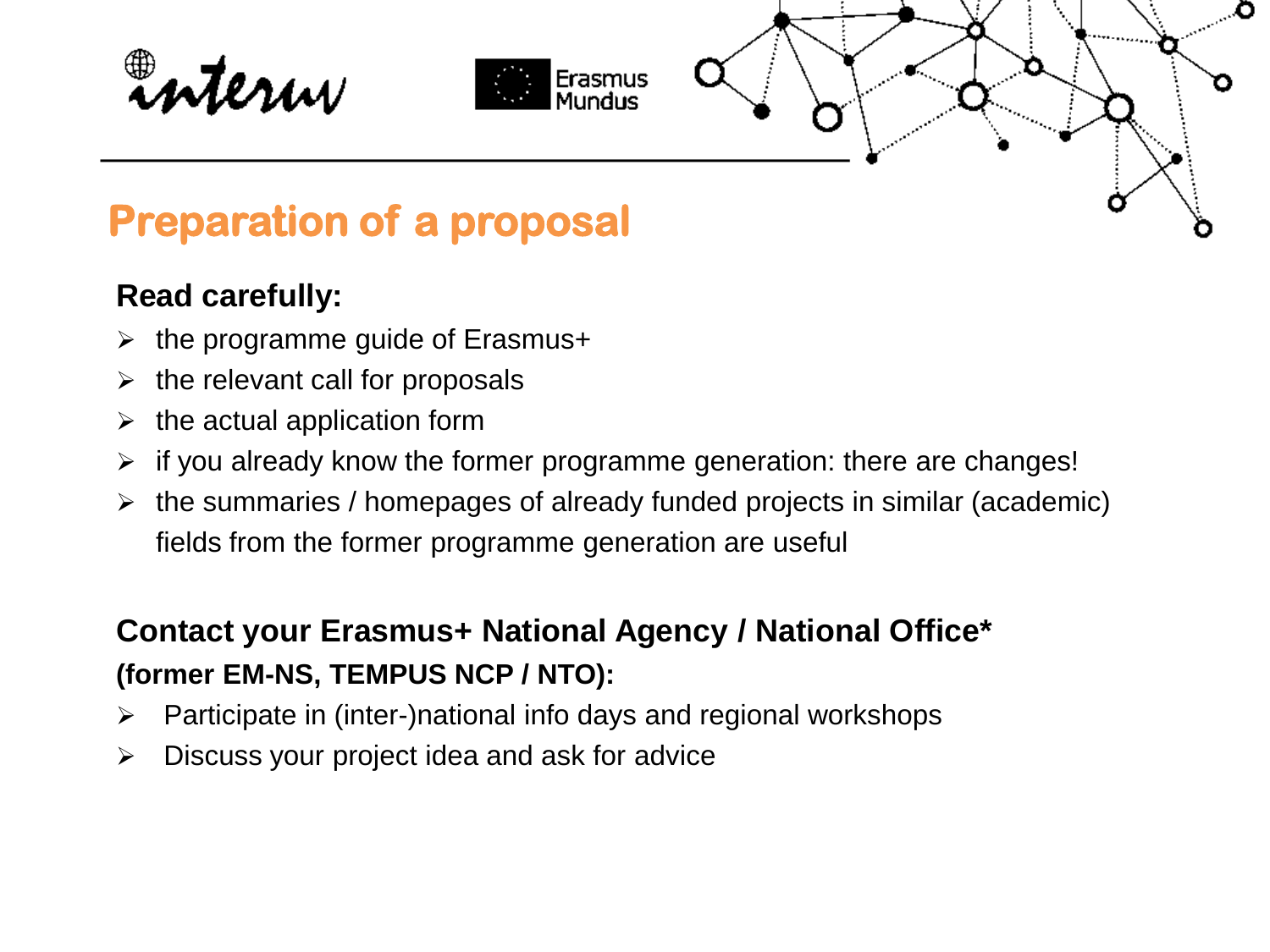# Preparation of a proposal

**Read carefully:**

- the programme guide of Erasmus+
- the relevant call for proposals
- the actual application form
- if you already know the former programme generation: there are changes!
- the summaries / homepages of already funded projects in similar (academic) fields from the former programme generation are useful

**Contact your Erasmus+ National Agency / National Office***
**(former EM-NS, TEMPUS NCP / NTO):**

- Participate in (inter-)national info days and regional workshops
- Discuss your project idea and ask for advice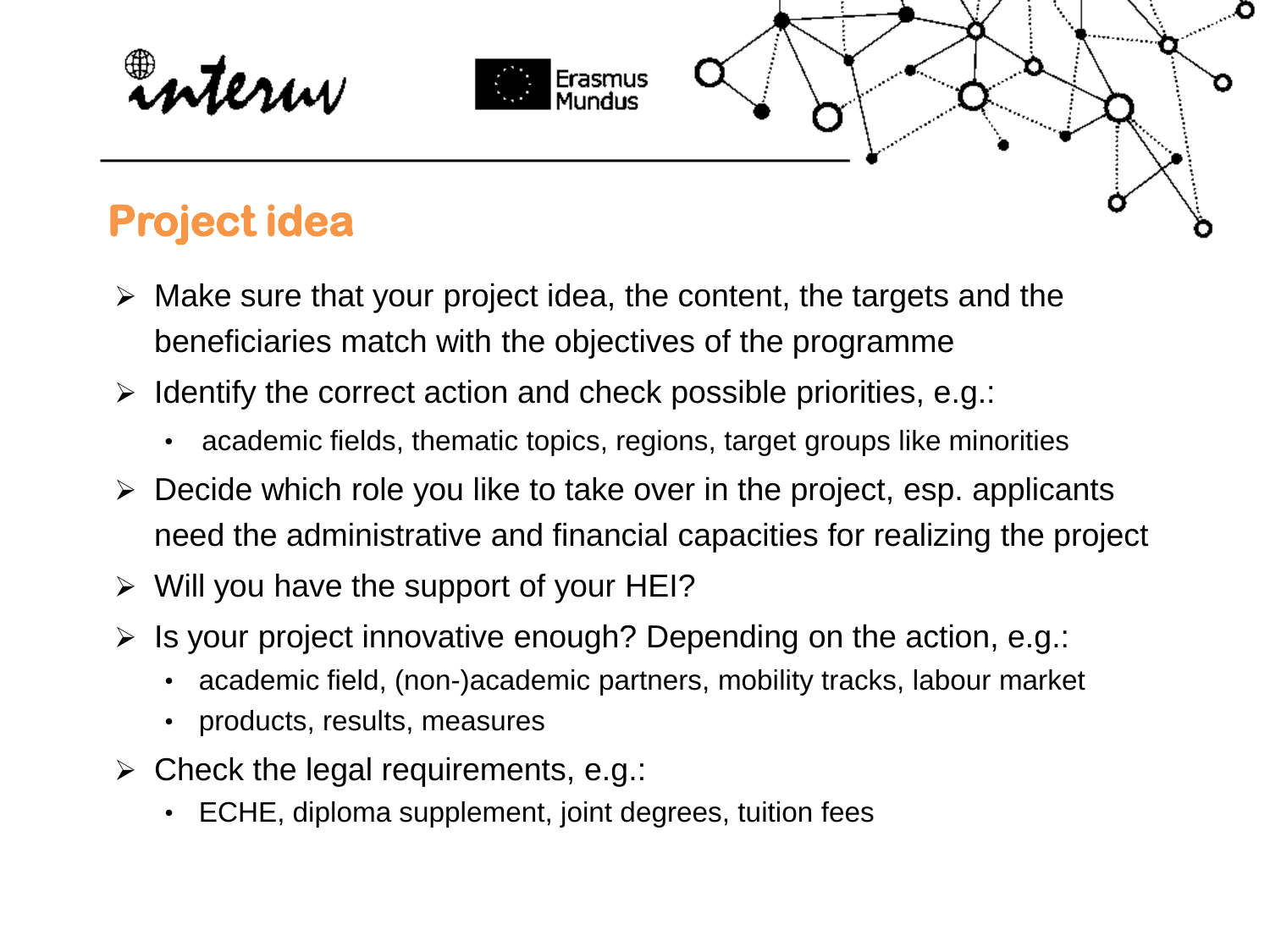## Project idea

- Make sure that your project idea, the content, the targets and the beneficiaries match with the objectives of the programme
- Identify the correct action and check possible priorities, e.g.:
  - academic fields, thematic topics, regions, target groups like minorities
- Decide which role you like to take over in the project, esp. applicants need the administrative and financial capacities for realizing the project
- Will you have the support of your HEI?
- Is your project innovative enough? Depending on the action, e.g.:
  - academic field, (non-)academic partners, mobility tracks, labour market
  - products, results, measures
- Check the legal requirements, e.g.:
  - ECHE, diploma supplement, joint degrees, tuition fees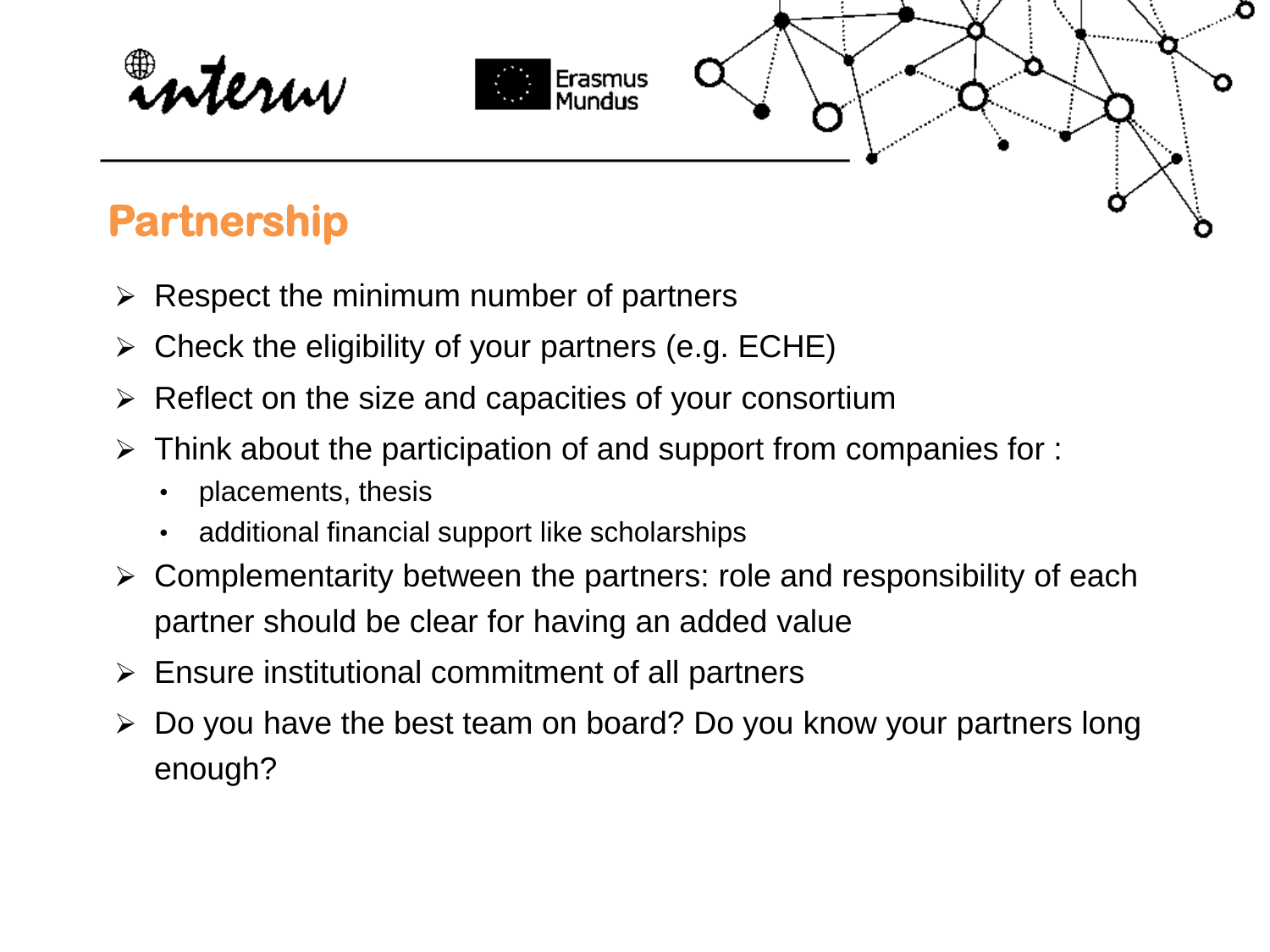## Partnership

- Respect the minimum number of partners
- Check the eligibility of your partners (e.g. ECHE)
- Reflect on the size and capacities of your consortium
- Think about the participation of and support from companies for :
  - placements, thesis
  - additional financial support like scholarships
- Complementarity between the partners: role and responsibility of each partner should be clear for having an added value
- Ensure institutional commitment of all partners
- Do you have the best team on board? Do you know your partners long enough?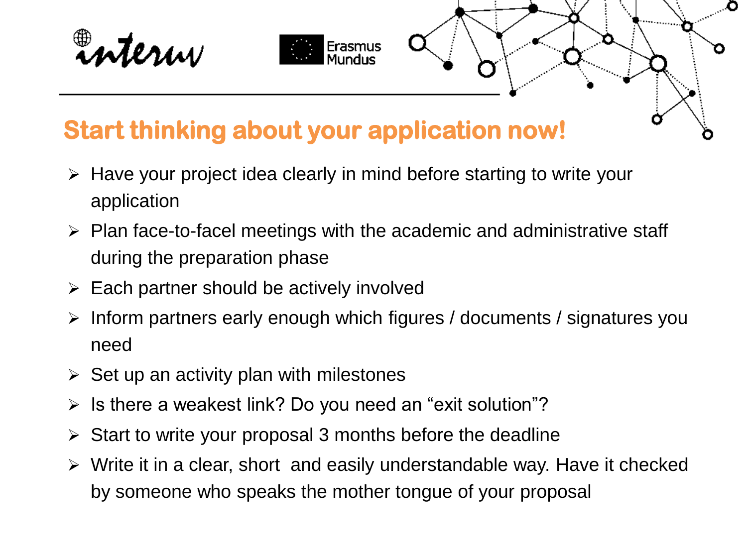## Start thinking about your application now!

- Have your project idea clearly in mind before starting to write your application
- Plan face-to-facel meetings with the academic and administrative staff during the preparation phase
- Each partner should be actively involved
- Inform partners early enough which figures / documents / signatures you need
- Set up an activity plan with milestones
- Is there a weakest link? Do you need an “exit solution”?
- Start to write your proposal 3 months before the deadline
- Write it in a clear, short and easily understandable way. Have it checked by someone who speaks the mother tongue of your proposal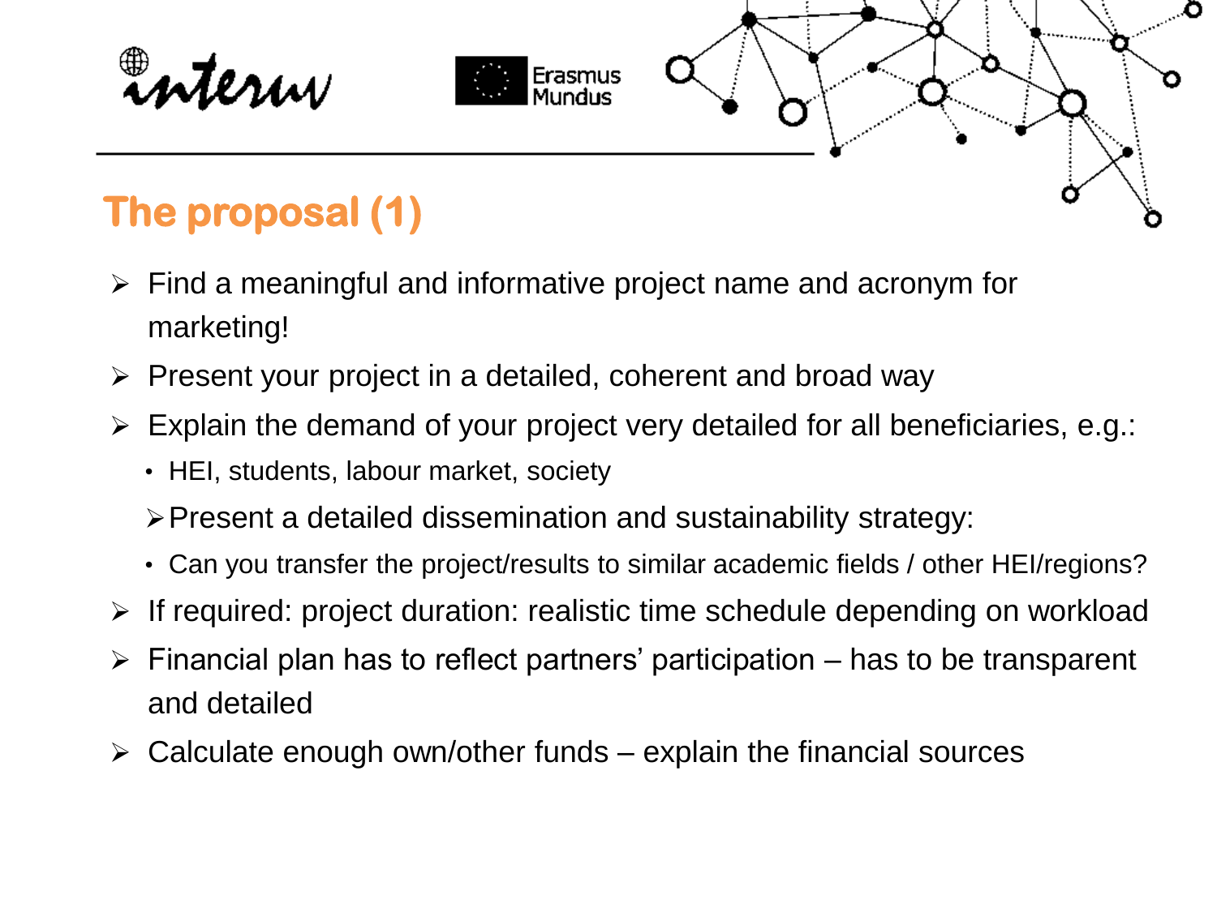# The proposal (1)

- Find a meaningful and informative project name and acronym for marketing!
- Present your project in a detailed, coherent and broad way
- Explain the demand of your project very detailed for all beneficiaries, e.g.:
  - HEI, students, labour market, society
  - Present a detailed dissemination and sustainability strategy:
  - Can you transfer the project/results to similar academic fields / other HEI/regions?
- If required: project duration: realistic time schedule depending on workload
- Financial plan has to reflect partners' participation – has to be transparent and detailed
- Calculate enough own/other funds – explain the financial sources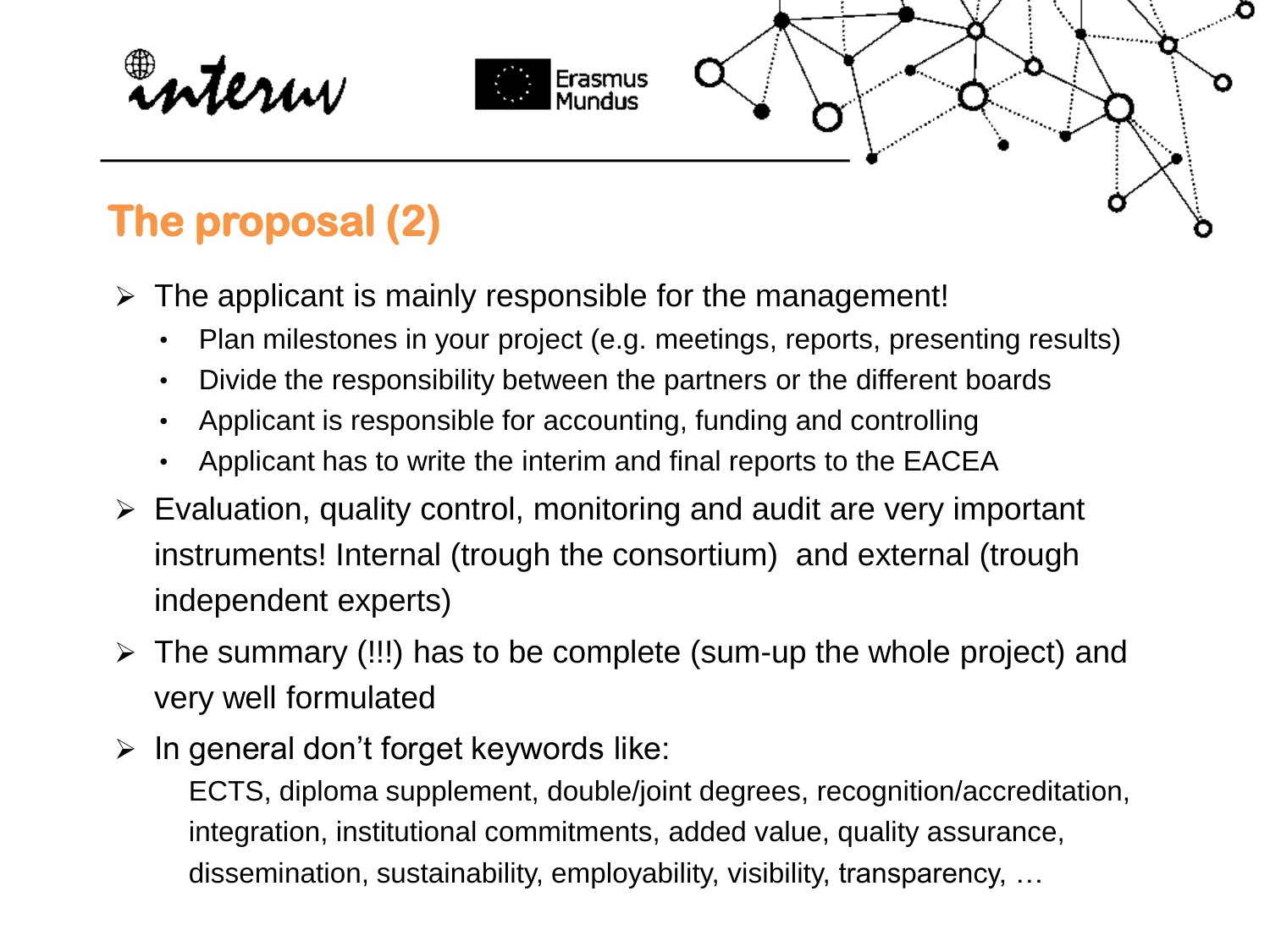## The proposal (2)

- The applicant is mainly responsible for the management!
  - Plan milestones in your project (e.g. meetings, reports, presenting results)
  - Divide the responsibility between the partners or the different boards
  - Applicant is responsible for accounting, funding and controlling
  - Applicant has to write the interim and final reports to the EACEA
- Evaluation, quality control, monitoring and audit are very important instruments! Internal (trough the consortium) and external (trough independent experts)
- The summary (!!!) has to be complete (sum-up the whole project) and very well formulated
- In general don't forget keywords like:

  ECTS, diploma supplement, double/joint degrees, recognition/accreditation, integration, institutional commitments, added value, quality assurance, dissemination, sustainability, employability, visibility, transparency, …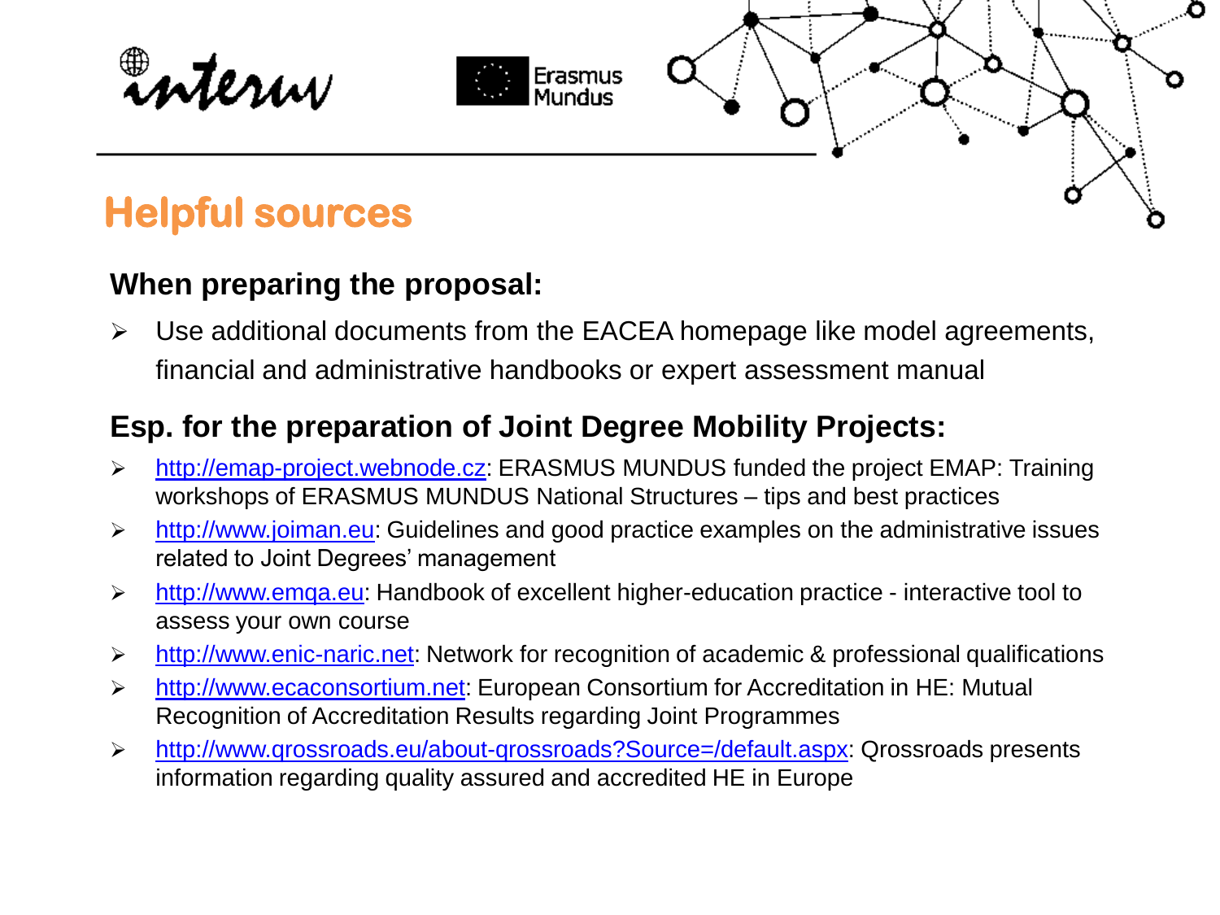# Helpful sources

**When preparing the proposal:**

- Use additional documents from the EACEA homepage like model agreements, financial and administrative handbooks or expert assessment manual

**Esp. for the preparation of Joint Degree Mobility Projects:**

- http://emap-project.webnode.cz: ERASMUS MUNDUS funded the project EMAP: Training workshops of ERASMUS MUNDUS National Structures – tips and best practices
- http://www.joiman.eu: Guidelines and good practice examples on the administrative issues related to Joint Degrees' management
- http://www.emqa.eu: Handbook of excellent higher-education practice - interactive tool to assess your own course
- http://www.enic-naric.net: Network for recognition of academic & professional qualifications
- http://www.ecaconsortium.net: European Consortium for Accreditation in HE: Mutual Recognition of Accreditation Results regarding Joint Programmes
- http://www.qrossroads.eu/about-qrossroads?Source=/default.aspx: Qrossroads presents information regarding quality assured and accredited HE in Europe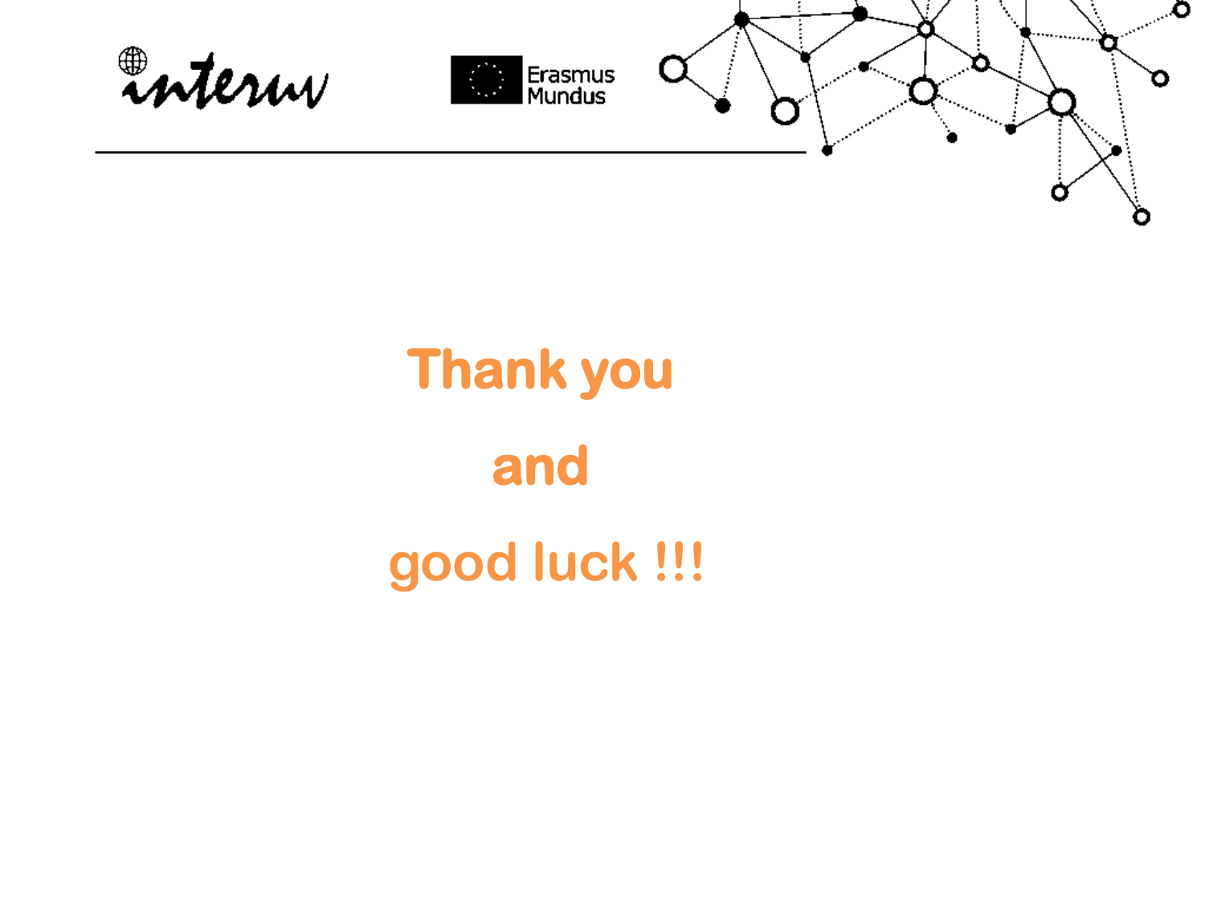**Thank you**

**and**

**good luck !!!**